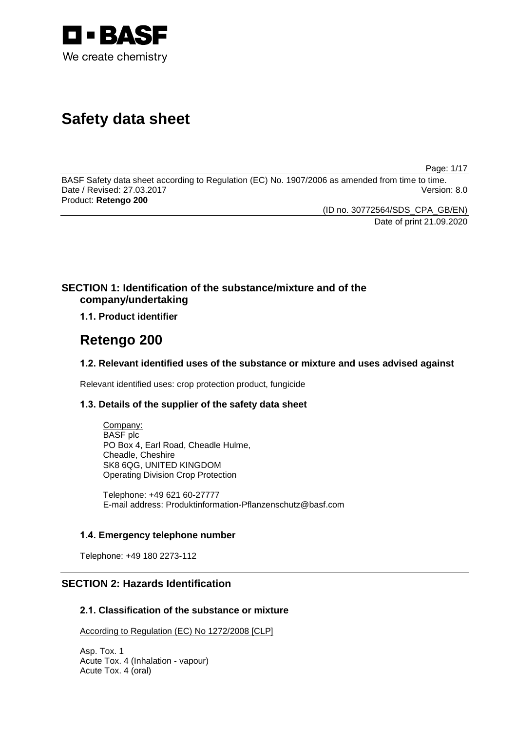# Safety data sheet

BASF Safety data sheet according to Regulation (EC) No. 1907/2006 as amended from time to time.
Date / Revised: 27.03.2017 Version: 8.0
Product: **Retengo 200**

(ID no. 30772564/SDS_CPA_GB/EN)
Date of print 21.09.2020

## SECTION 1: Identification of the substance/mixture and of the company/undertaking

### 1.1. Product identifier

# Retengo 200

### 1.2. Relevant identified uses of the substance or mixture and uses advised against

Relevant identified uses: crop protection product, fungicide

### 1.3. Details of the supplier of the safety data sheet

Company:
BASF plc
PO Box 4, Earl Road, Cheadle Hulme,
Cheadle, Cheshire
SK8 6QG, UNITED KINGDOM
Operating Division Crop Protection

Telephone: +49 621 60-27777
E-mail address: Produktinformation-Pflanzenschutz@basf.com

### 1.4. Emergency telephone number

Telephone: +49 180 2273-112

## SECTION 2: Hazards Identification

### 2.1. Classification of the substance or mixture

According to Regulation (EC) No 1272/2008 [CLP]

Asp. Tox. 1
Acute Tox. 4 (Inhalation - vapour)
Acute Tox. 4 (oral)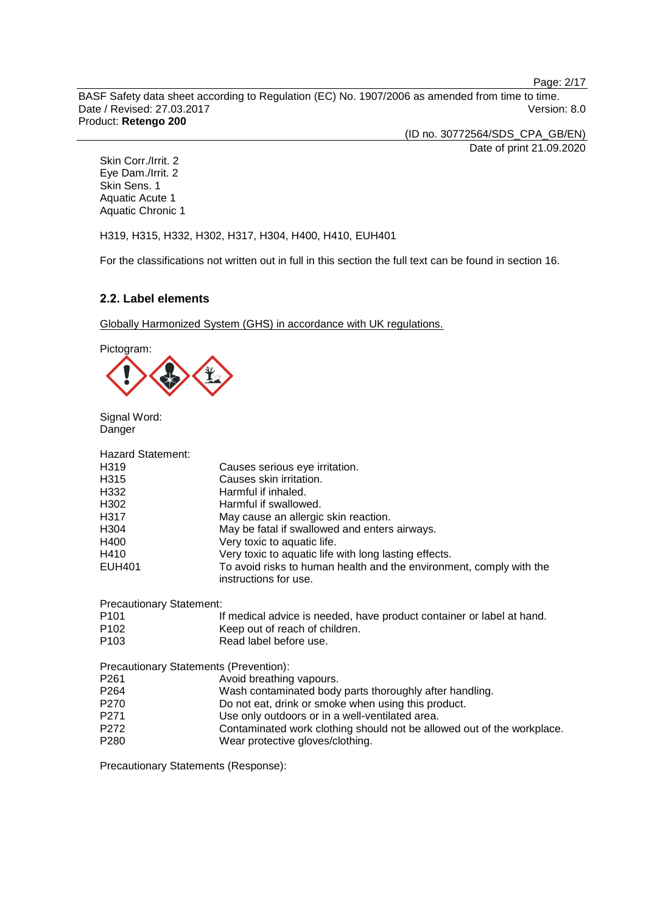Skin Corr./Irrit. 2
Eye Dam./Irrit. 2
Skin Sens. 1
Aquatic Acute 1
Aquatic Chronic 1

H319, H315, H332, H302, H317, H304, H400, H410, EUH401

For the classifications not written out in full in this section the full text can be found in section 16.

### 2.2. Label elements

Globally Harmonized System (GHS) in accordance with UK regulations.

Pictogram:

Signal Word:
Danger

Hazard Statement:

| | |
|---|---|
| H319 | Causes serious eye irritation. |
| H315 | Causes skin irritation. |
| H332 | Harmful if inhaled. |
| H302 | Harmful if swallowed. |
| H317 | May cause an allergic skin reaction. |
| H304 | May be fatal if swallowed and enters airways. |
| H400 | Very toxic to aquatic life. |
| H410 | Very toxic to aquatic life with long lasting effects. |
| EUH401 | To avoid risks to human health and the environment, comply with the instructions for use. |

Precautionary Statement:

| | |
|---|---|
| P101 | If medical advice is needed, have product container or label at hand. |
| P102 | Keep out of reach of children. |
| P103 | Read label before use. |

Precautionary Statements (Prevention):

| | |
|---|---|
| P261 | Avoid breathing vapours. |
| P264 | Wash contaminated body parts thoroughly after handling. |
| P270 | Do not eat, drink or smoke when using this product. |
| P271 | Use only outdoors or in a well-ventilated area. |
| P272 | Contaminated work clothing should not be allowed out of the workplace. |
| P280 | Wear protective gloves/clothing. |

Precautionary Statements (Response):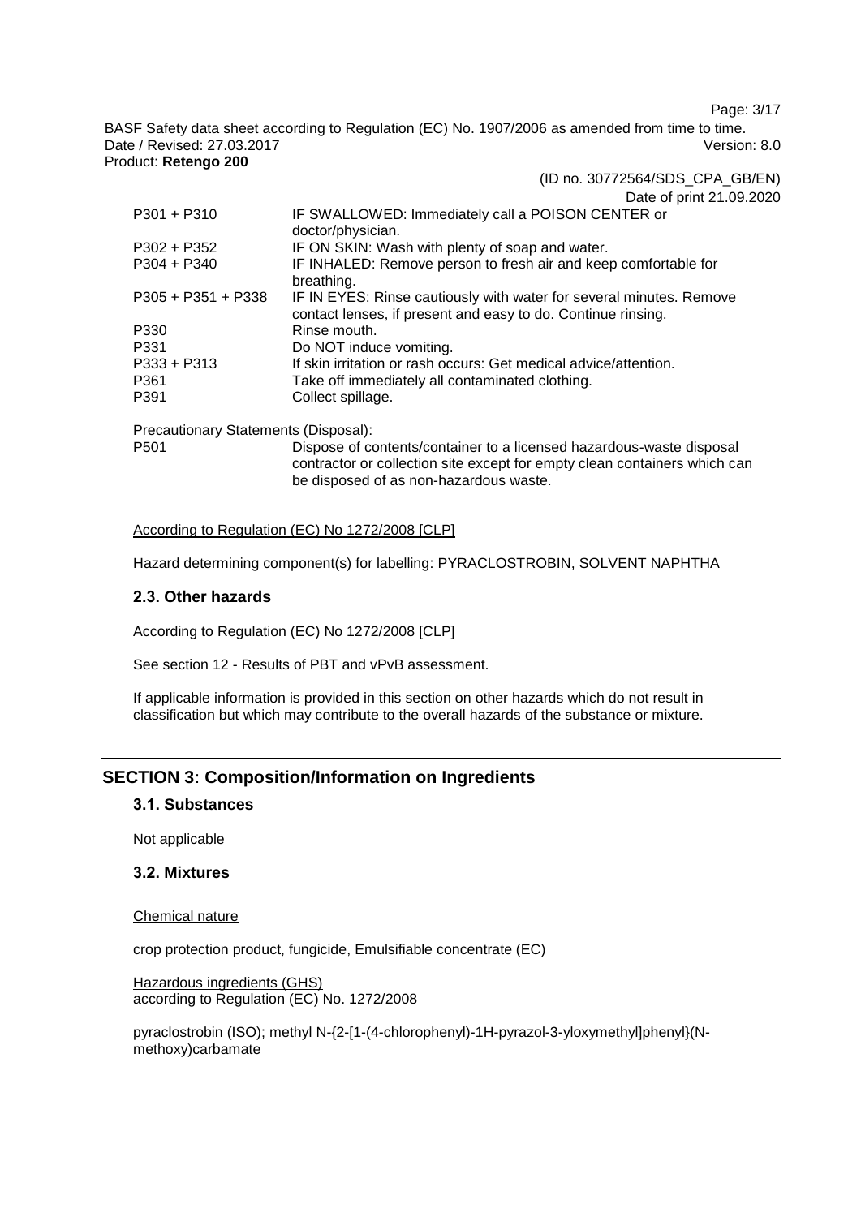| | |
|---|---|
| P301 + P310 | IF SWALLOWED: Immediately call a POISON CENTER or doctor/physician. |
| P302 + P352 | IF ON SKIN: Wash with plenty of soap and water. |
| P304 + P340 | IF INHALED: Remove person to fresh air and keep comfortable for breathing. |
| P305 + P351 + P338 | IF IN EYES: Rinse cautiously with water for several minutes. Remove contact lenses, if present and easy to do. Continue rinsing. |
| P330 | Rinse mouth. |
| P331 | Do NOT induce vomiting. |
| P333 + P313 | If skin irritation or rash occurs: Get medical advice/attention. |
| P361 | Take off immediately all contaminated clothing. |
| P391 | Collect spillage. |

Precautionary Statements (Disposal):

| | |
|---|---|
| P501 | Dispose of contents/container to a licensed hazardous-waste disposal contractor or collection site except for empty clean containers which can be disposed of as non-hazardous waste. |

According to Regulation (EC) No 1272/2008 [CLP]

Hazard determining component(s) for labelling: PYRACLOSTROBIN, SOLVENT NAPHTHA

### 2.3. Other hazards

According to Regulation (EC) No 1272/2008 [CLP]

See section 12 - Results of PBT and vPvB assessment.

If applicable information is provided in this section on other hazards which do not result in classification but which may contribute to the overall hazards of the substance or mixture.

## SECTION 3: Composition/Information on Ingredients

### 3.1. Substances

Not applicable

### 3.2. Mixtures

Chemical nature

crop protection product, fungicide, Emulsifiable concentrate (EC)

Hazardous ingredients (GHS)
according to Regulation (EC) No. 1272/2008

pyraclostrobin (ISO); methyl N-{2-[1-(4-chlorophenyl)-1H-pyrazol-3-yloxymethyl]phenyl}(N-methoxy)carbamate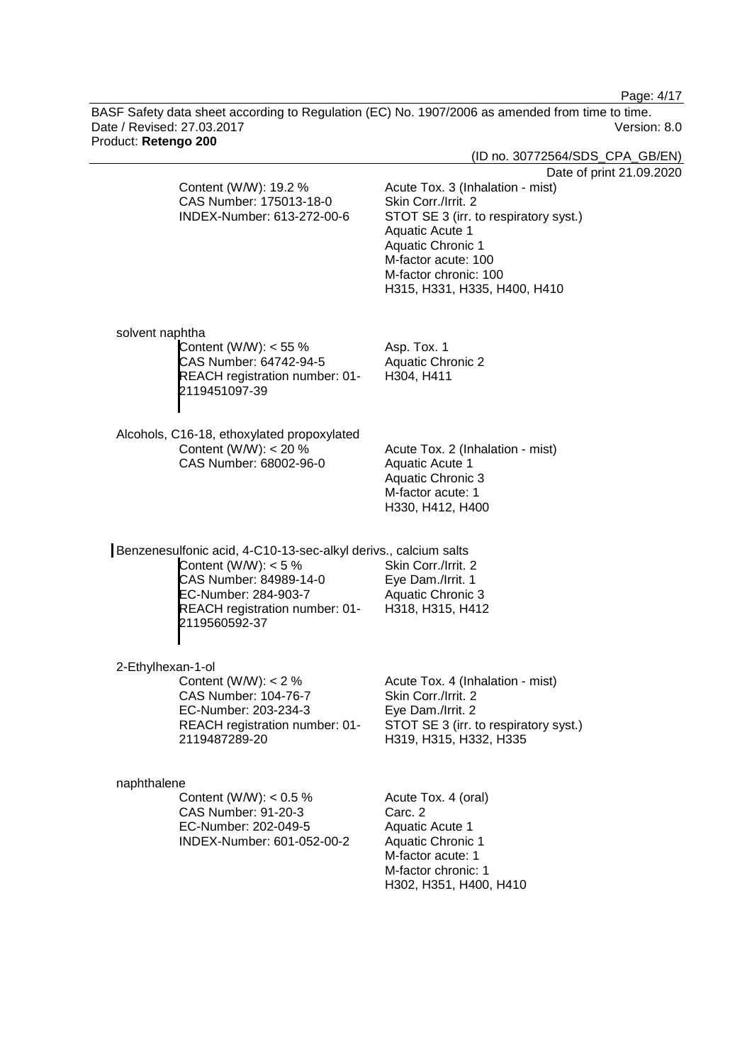Content (W/W): 19.2 %
CAS Number: 175013-18-0
INDEX-Number: 613-272-00-6

Acute Tox. 3 (Inhalation - mist)
Skin Corr./Irrit. 2
STOT SE 3 (irr. to respiratory syst.)
Aquatic Acute 1
Aquatic Chronic 1
M-factor acute: 100
M-factor chronic: 100
H315, H331, H335, H400, H410

solvent naphtha

Content (W/W): < 55 %
CAS Number: 64742-94-5
REACH registration number: 01-2119451097-39

Asp. Tox. 1
Aquatic Chronic 2
H304, H411

Alcohols, C16-18, ethoxylated propoxylated

Content (W/W): < 20 %
CAS Number: 68002-96-0

Acute Tox. 2 (Inhalation - mist)
Aquatic Acute 1
Aquatic Chronic 3
M-factor acute: 1
H330, H412, H400

Benzenesulfonic acid, 4-C10-13-sec-alkyl derivs., calcium salts

Content (W/W): < 5 %
CAS Number: 84989-14-0
EC-Number: 284-903-7
REACH registration number: 01-2119560592-37

Skin Corr./Irrit. 2
Eye Dam./Irrit. 1
Aquatic Chronic 3
H318, H315, H412

2-Ethylhexan-1-ol

Content (W/W): < 2 %
CAS Number: 104-76-7
EC-Number: 203-234-3
REACH registration number: 01-2119487289-20

Acute Tox. 4 (Inhalation - mist)
Skin Corr./Irrit. 2
Eye Dam./Irrit. 2
STOT SE 3 (irr. to respiratory syst.)
H319, H315, H332, H335

naphthalene

Content (W/W): < 0.5 %
CAS Number: 91-20-3
EC-Number: 202-049-5
INDEX-Number: 601-052-00-2

Acute Tox. 4 (oral)
Carc. 2
Aquatic Acute 1
Aquatic Chronic 1
M-factor acute: 1
M-factor chronic: 1
H302, H351, H400, H410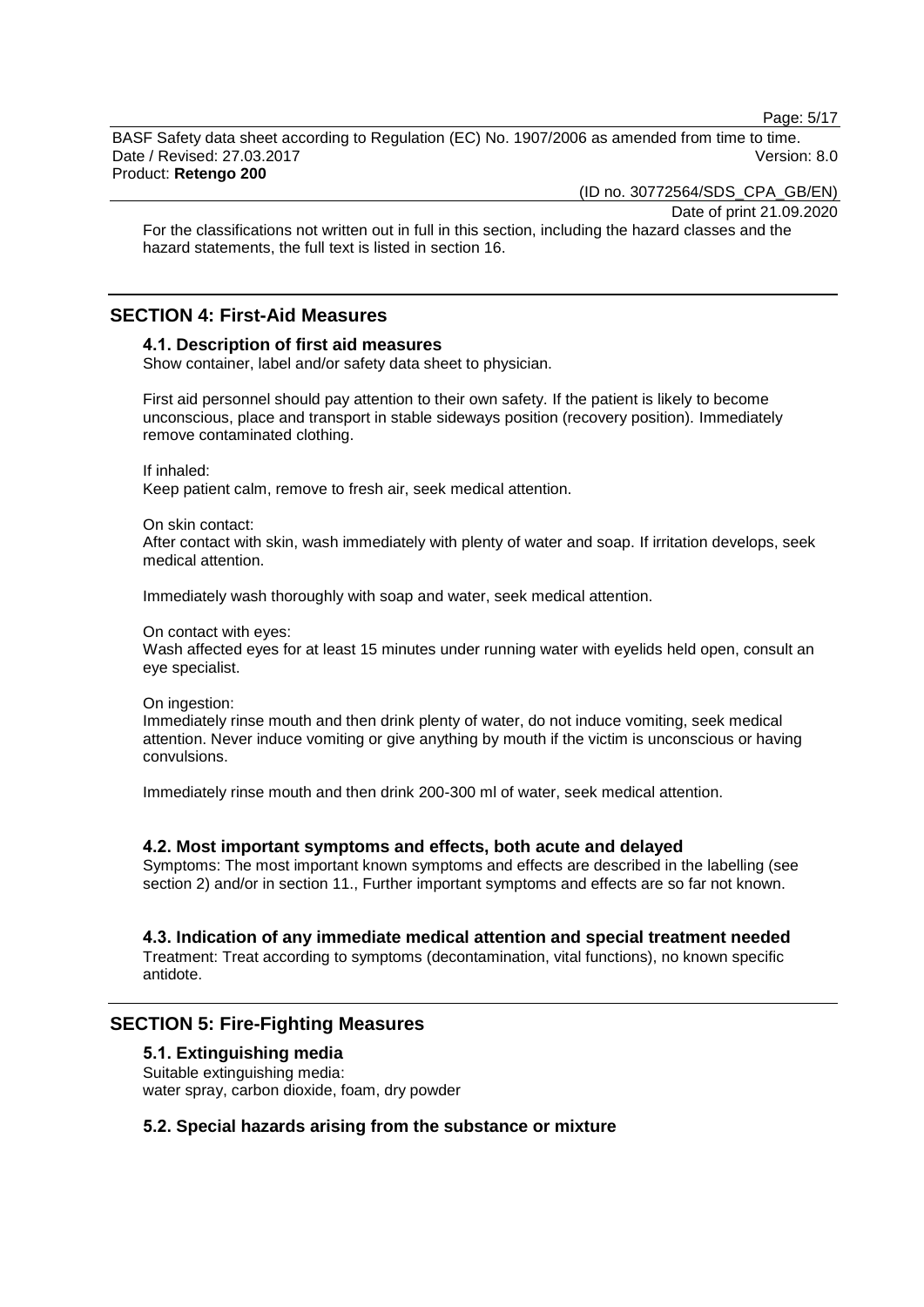For the classifications not written out in full in this section, including the hazard classes and the hazard statements, the full text is listed in section 16.

## SECTION 4: First-Aid Measures

### 4.1. Description of first aid measures

Show container, label and/or safety data sheet to physician.

First aid personnel should pay attention to their own safety. If the patient is likely to become unconscious, place and transport in stable sideways position (recovery position). Immediately remove contaminated clothing.

If inhaled:
Keep patient calm, remove to fresh air, seek medical attention.

On skin contact:
After contact with skin, wash immediately with plenty of water and soap. If irritation develops, seek medical attention.

Immediately wash thoroughly with soap and water, seek medical attention.

On contact with eyes:
Wash affected eyes for at least 15 minutes under running water with eyelids held open, consult an eye specialist.

On ingestion:
Immediately rinse mouth and then drink plenty of water, do not induce vomiting, seek medical attention. Never induce vomiting or give anything by mouth if the victim is unconscious or having convulsions.

Immediately rinse mouth and then drink 200-300 ml of water, seek medical attention.

### 4.2. Most important symptoms and effects, both acute and delayed

Symptoms: The most important known symptoms and effects are described in the labelling (see section 2) and/or in section 11., Further important symptoms and effects are so far not known.

### 4.3. Indication of any immediate medical attention and special treatment needed

Treatment: Treat according to symptoms (decontamination, vital functions), no known specific antidote.

## SECTION 5: Fire-Fighting Measures

### 5.1. Extinguishing media

Suitable extinguishing media:
water spray, carbon dioxide, foam, dry powder

### 5.2. Special hazards arising from the substance or mixture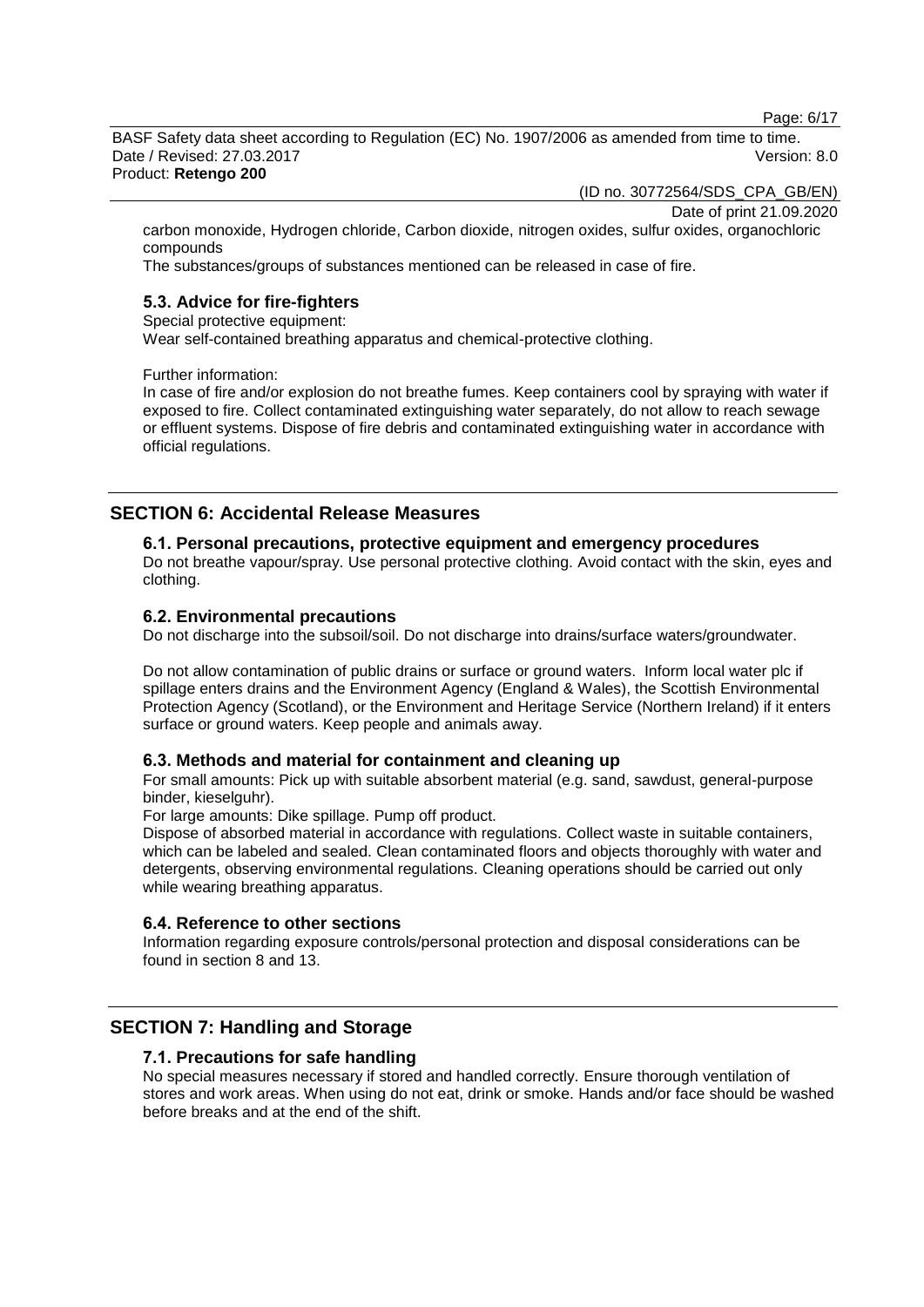carbon monoxide, Hydrogen chloride, Carbon dioxide, nitrogen oxides, sulfur oxides, organochloric compounds

The substances/groups of substances mentioned can be released in case of fire.

### 5.3. Advice for fire-fighters

Special protective equipment:

Wear self-contained breathing apparatus and chemical-protective clothing.

Further information:

In case of fire and/or explosion do not breathe fumes. Keep containers cool by spraying with water if exposed to fire. Collect contaminated extinguishing water separately, do not allow to reach sewage or effluent systems. Dispose of fire debris and contaminated extinguishing water in accordance with official regulations.

## SECTION 6: Accidental Release Measures

### 6.1. Personal precautions, protective equipment and emergency procedures

Do not breathe vapour/spray. Use personal protective clothing. Avoid contact with the skin, eyes and clothing.

### 6.2. Environmental precautions

Do not discharge into the subsoil/soil. Do not discharge into drains/surface waters/groundwater.

Do not allow contamination of public drains or surface or ground waters. Inform local water plc if spillage enters drains and the Environment Agency (England & Wales), the Scottish Environmental Protection Agency (Scotland), or the Environment and Heritage Service (Northern Ireland) if it enters surface or ground waters. Keep people and animals away.

### 6.3. Methods and material for containment and cleaning up

For small amounts: Pick up with suitable absorbent material (e.g. sand, sawdust, general-purpose binder, kieselguhr).

For large amounts: Dike spillage. Pump off product.

Dispose of absorbed material in accordance with regulations. Collect waste in suitable containers, which can be labeled and sealed. Clean contaminated floors and objects thoroughly with water and detergents, observing environmental regulations. Cleaning operations should be carried out only while wearing breathing apparatus.

### 6.4. Reference to other sections

Information regarding exposure controls/personal protection and disposal considerations can be found in section 8 and 13.

## SECTION 7: Handling and Storage

### 7.1. Precautions for safe handling

No special measures necessary if stored and handled correctly. Ensure thorough ventilation of stores and work areas. When using do not eat, drink or smoke. Hands and/or face should be washed before breaks and at the end of the shift.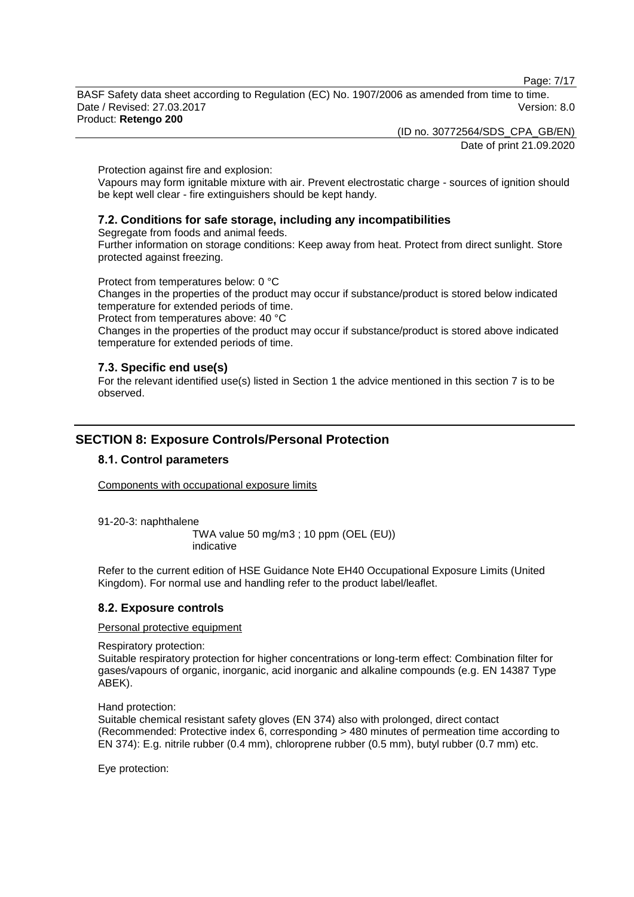Protection against fire and explosion:
Vapours may form ignitable mixture with air. Prevent electrostatic charge - sources of ignition should be kept well clear - fire extinguishers should be kept handy.

### 7.2. Conditions for safe storage, including any incompatibilities

Segregate from foods and animal feeds.
Further information on storage conditions: Keep away from heat. Protect from direct sunlight. Store protected against freezing.

Protect from temperatures below: 0 °C
Changes in the properties of the product may occur if substance/product is stored below indicated temperature for extended periods of time.
Protect from temperatures above: 40 °C
Changes in the properties of the product may occur if substance/product is stored above indicated temperature for extended periods of time.

### 7.3. Specific end use(s)

For the relevant identified use(s) listed in Section 1 the advice mentioned in this section 7 is to be observed.

## SECTION 8: Exposure Controls/Personal Protection

### 8.1. Control parameters

Components with occupational exposure limits

91-20-3: naphthalene
TWA value 50 mg/m3 ; 10 ppm (OEL (EU))
indicative

Refer to the current edition of HSE Guidance Note EH40 Occupational Exposure Limits (United Kingdom). For normal use and handling refer to the product label/leaflet.

### 8.2. Exposure controls

Personal protective equipment

Respiratory protection:
Suitable respiratory protection for higher concentrations or long-term effect: Combination filter for gases/vapours of organic, inorganic, acid inorganic and alkaline compounds (e.g. EN 14387 Type ABEK).

Hand protection:
Suitable chemical resistant safety gloves (EN 374) also with prolonged, direct contact (Recommended: Protective index 6, corresponding > 480 minutes of permeation time according to EN 374): E.g. nitrile rubber (0.4 mm), chloroprene rubber (0.5 mm), butyl rubber (0.7 mm) etc.

Eye protection: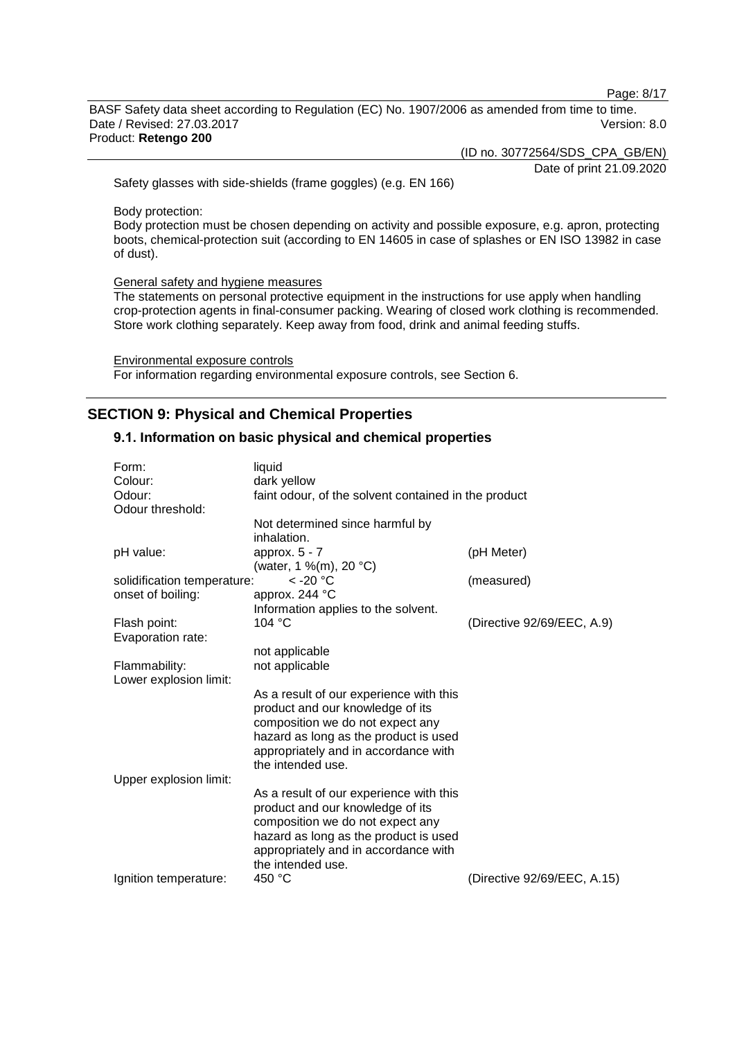Safety glasses with side-shields (frame goggles) (e.g. EN 166)

Body protection:
Body protection must be chosen depending on activity and possible exposure, e.g. apron, protecting boots, chemical-protection suit (according to EN 14605 in case of splashes or EN ISO 13982 in case of dust).

General safety and hygiene measures
The statements on personal protective equipment in the instructions for use apply when handling crop-protection agents in final-consumer packing. Wearing of closed work clothing is recommended. Store work clothing separately. Keep away from food, drink and animal feeding stuffs.

Environmental exposure controls
For information regarding environmental exposure controls, see Section 6.

## SECTION 9: Physical and Chemical Properties

### 9.1. Information on basic physical and chemical properties

| | | |
|---|---|---|
| Form: | liquid | |
| Colour: | dark yellow | |
| Odour: | faint odour, of the solvent contained in the product | |
| Odour threshold: | Not determined since harmful by inhalation. | |
| pH value: | approx. 5 - 7 (water, 1 %(m), 20 °C) | (pH Meter) |
| solidification temperature: | < -20 °C | (measured) |
| onset of boiling: | approx. 244 °C Information applies to the solvent. | |
| Flash point: | 104 °C | (Directive 92/69/EEC, A.9) |
| Evaporation rate: | not applicable | |
| Flammability: | not applicable | |
| Lower explosion limit: | As a result of our experience with this product and our knowledge of its composition we do not expect any hazard as long as the product is used appropriately and in accordance with the intended use. | |
| Upper explosion limit: | As a result of our experience with this product and our knowledge of its composition we do not expect any hazard as long as the product is used appropriately and in accordance with the intended use. | |
| Ignition temperature: | 450 °C | (Directive 92/69/EEC, A.15) |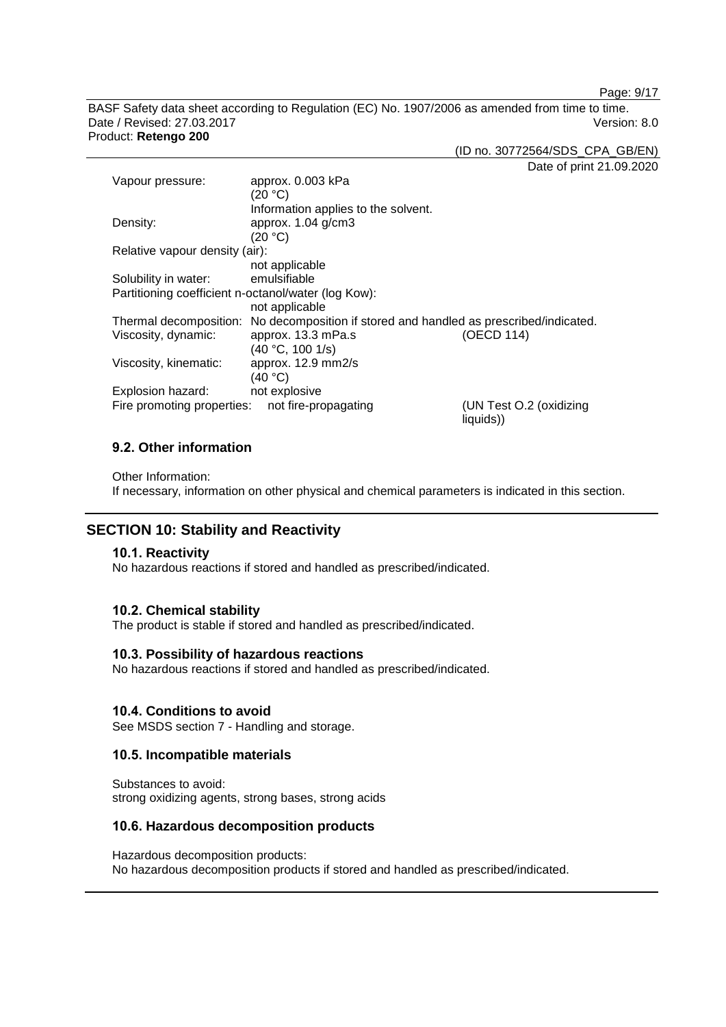| | | |
|---|---|---|
| Vapour pressure: | approx. 0.003 kPa<br>(20 °C)<br>Information applies to the solvent. | |
| Density: | approx. 1.04 g/cm3<br>(20 °C) | |
| Relative vapour density (air): | not applicable | |
| Solubility in water: | emulsifiable | |
| Partitioning coefficient n-octanol/water (log Kow): | not applicable | |
| Thermal decomposition: | No decomposition if stored and handled as prescribed/indicated. | |
| Viscosity, dynamic: | approx. 13.3 mPa.s<br>(40 °C, 100 1/s) | (OECD 114) |
| Viscosity, kinematic: | approx. 12.9 mm2/s<br>(40 °C) | |
| Explosion hazard: | not explosive | |
| Fire promoting properties: | not fire-propagating | (UN Test O.2 (oxidizing liquids)) |

### 9.2. Other information

Other Information:
If necessary, information on other physical and chemical parameters is indicated in this section.

## SECTION 10: Stability and Reactivity

### 10.1. Reactivity

No hazardous reactions if stored and handled as prescribed/indicated.

### 10.2. Chemical stability

The product is stable if stored and handled as prescribed/indicated.

### 10.3. Possibility of hazardous reactions

No hazardous reactions if stored and handled as prescribed/indicated.

### 10.4. Conditions to avoid

See MSDS section 7 - Handling and storage.

### 10.5. Incompatible materials

Substances to avoid:
strong oxidizing agents, strong bases, strong acids

### 10.6. Hazardous decomposition products

Hazardous decomposition products:
No hazardous decomposition products if stored and handled as prescribed/indicated.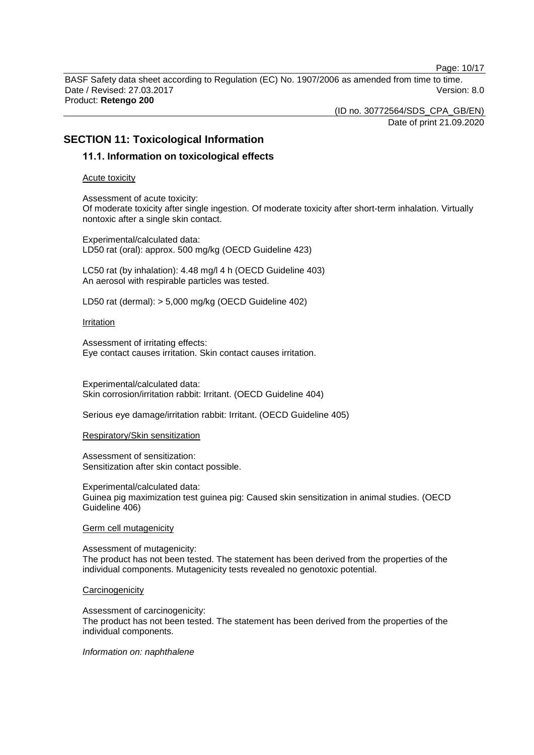## SECTION 11: Toxicological Information

### 11.1. Information on toxicological effects

Acute toxicity

Assessment of acute toxicity:
Of moderate toxicity after single ingestion. Of moderate toxicity after short-term inhalation. Virtually nontoxic after a single skin contact.

Experimental/calculated data:
LD50 rat (oral): approx. 500 mg/kg (OECD Guideline 423)

LC50 rat (by inhalation): 4.48 mg/l 4 h (OECD Guideline 403)
An aerosol with respirable particles was tested.

LD50 rat (dermal): > 5,000 mg/kg (OECD Guideline 402)

Irritation

Assessment of irritating effects:
Eye contact causes irritation. Skin contact causes irritation.

Experimental/calculated data:
Skin corrosion/irritation rabbit: Irritant. (OECD Guideline 404)

Serious eye damage/irritation rabbit: Irritant. (OECD Guideline 405)

Respiratory/Skin sensitization

Assessment of sensitization:
Sensitization after skin contact possible.

Experimental/calculated data:
Guinea pig maximization test guinea pig: Caused skin sensitization in animal studies. (OECD Guideline 406)

Germ cell mutagenicity

Assessment of mutagenicity:
The product has not been tested. The statement has been derived from the properties of the individual components. Mutagenicity tests revealed no genotoxic potential.

Carcinogenicity

Assessment of carcinogenicity:
The product has not been tested. The statement has been derived from the properties of the individual components.

*Information on: naphthalene*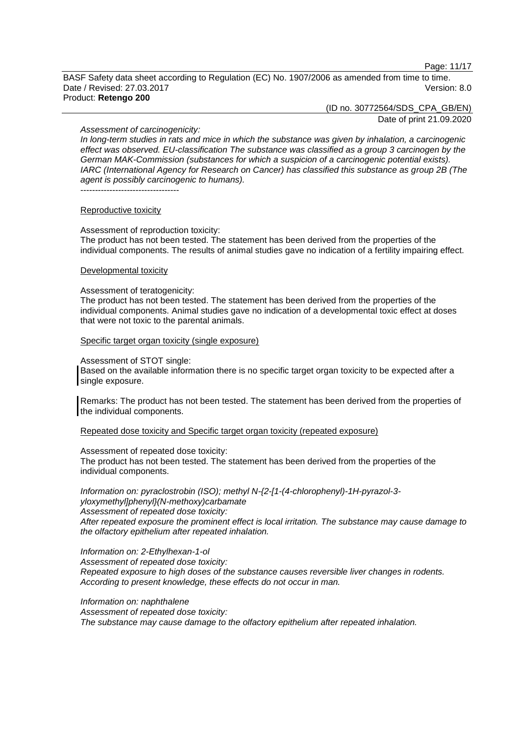*Assessment of carcinogenicity:*
*In long-term studies in rats and mice in which the substance was given by inhalation, a carcinogenic effect was observed. EU-classification The substance was classified as a group 3 carcinogen by the German MAK-Commission (substances for which a suspicion of a carcinogenic potential exists). IARC (International Agency for Research on Cancer) has classified this substance as group 2B (The agent is possibly carcinogenic to humans).*

----------------------------------

Reproductive toxicity

Assessment of reproduction toxicity:
The product has not been tested. The statement has been derived from the properties of the individual components. The results of animal studies gave no indication of a fertility impairing effect.

Developmental toxicity

Assessment of teratogenicity:
The product has not been tested. The statement has been derived from the properties of the individual components. Animal studies gave no indication of a developmental toxic effect at doses that were not toxic to the parental animals.

Specific target organ toxicity (single exposure)

Assessment of STOT single:
Based on the available information there is no specific target organ toxicity to be expected after a single exposure.

Remarks: The product has not been tested. The statement has been derived from the properties of the individual components.

Repeated dose toxicity and Specific target organ toxicity (repeated exposure)

Assessment of repeated dose toxicity:
The product has not been tested. The statement has been derived from the properties of the individual components.

*Information on: pyraclostrobin (ISO); methyl N-{2-[1-(4-chlorophenyl)-1H-pyrazol-3-yloxymethyl]phenyl}(N-methoxy)carbamate*
*Assessment of repeated dose toxicity:*
*After repeated exposure the prominent effect is local irritation. The substance may cause damage to the olfactory epithelium after repeated inhalation.*

*Information on: 2-Ethylhexan-1-ol*
*Assessment of repeated dose toxicity:*
*Repeated exposure to high doses of the substance causes reversible liver changes in rodents. According to present knowledge, these effects do not occur in man.*

*Information on: naphthalene*
*Assessment of repeated dose toxicity:*
*The substance may cause damage to the olfactory epithelium after repeated inhalation.*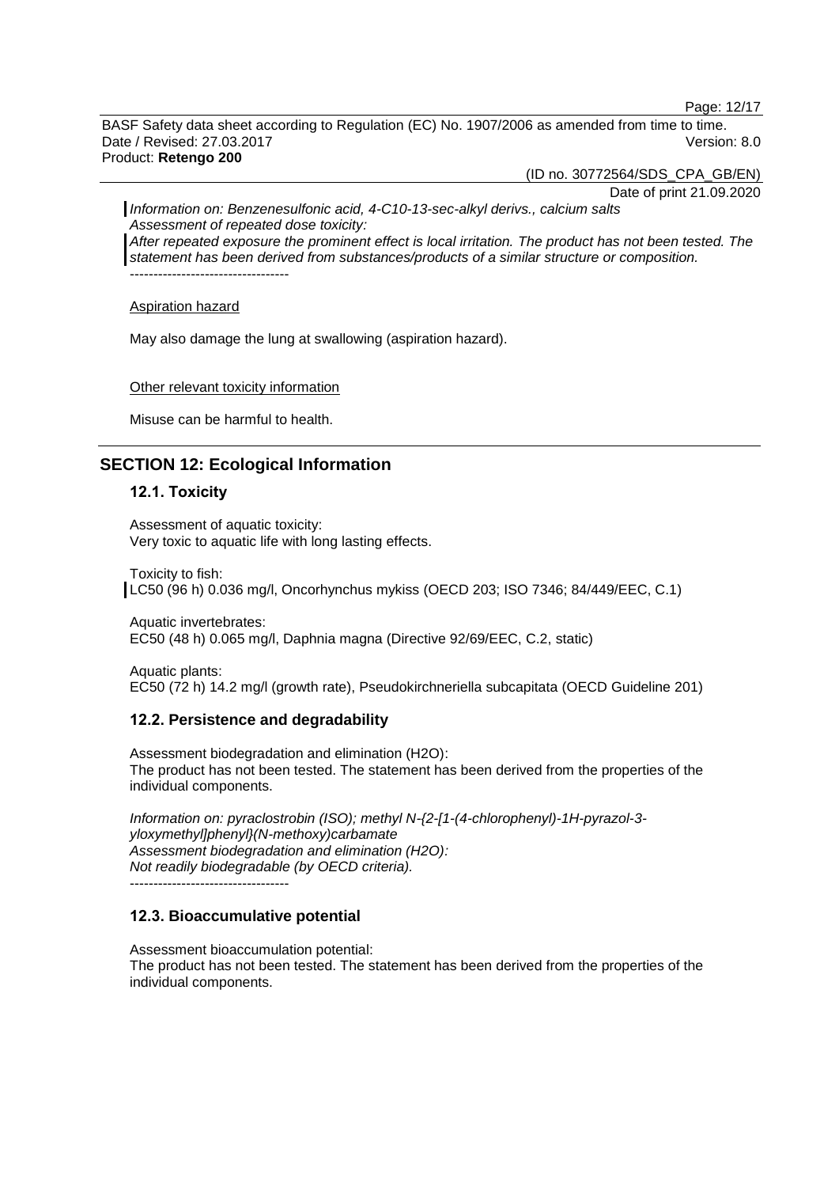*Information on: Benzenesulfonic acid, 4-C10-13-sec-alkyl derivs., calcium salts*
*Assessment of repeated dose toxicity:*
*After repeated exposure the prominent effect is local irritation. The product has not been tested. The statement has been derived from substances/products of a similar structure or composition.*
----------------------------------

Aspiration hazard

May also damage the lung at swallowing (aspiration hazard).

Other relevant toxicity information

Misuse can be harmful to health.

## SECTION 12: Ecological Information

### 12.1. Toxicity

Assessment of aquatic toxicity:
Very toxic to aquatic life with long lasting effects.

Toxicity to fish:
LC50 (96 h) 0.036 mg/l, Oncorhynchus mykiss (OECD 203; ISO 7346; 84/449/EEC, C.1)

Aquatic invertebrates:
EC50 (48 h) 0.065 mg/l, Daphnia magna (Directive 92/69/EEC, C.2, static)

Aquatic plants:
EC50 (72 h) 14.2 mg/l (growth rate), Pseudokirchneriella subcapitata (OECD Guideline 201)

### 12.2. Persistence and degradability

Assessment biodegradation and elimination (H2O):
The product has not been tested. The statement has been derived from the properties of the individual components.

*Information on: pyraclostrobin (ISO); methyl N-{2-[1-(4-chlorophenyl)-1H-pyrazol-3-yloxymethyl]phenyl}(N-methoxy)carbamate*
*Assessment biodegradation and elimination (H2O):*
*Not readily biodegradable (by OECD criteria).*
----------------------------------

### 12.3. Bioaccumulative potential

Assessment bioaccumulation potential:
The product has not been tested. The statement has been derived from the properties of the individual components.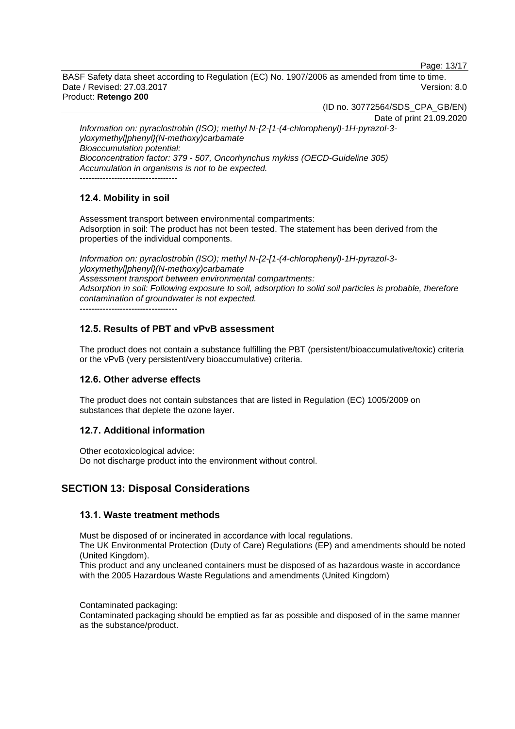*Information on: pyraclostrobin (ISO); methyl N-{2-[1-(4-chlorophenyl)-1H-pyrazol-3-yloxymethyl]phenyl}(N-methoxy)carbamate*
*Bioaccumulation potential:*
*Bioconcentration factor: 379 - 507, Oncorhynchus mykiss (OECD-Guideline 305)*
*Accumulation in organisms is not to be expected.*
----------------------------------

### 12.4. Mobility in soil

Assessment transport between environmental compartments:
Adsorption in soil: The product has not been tested. The statement has been derived from the properties of the individual components.

*Information on: pyraclostrobin (ISO); methyl N-{2-[1-(4-chlorophenyl)-1H-pyrazol-3-yloxymethyl]phenyl}(N-methoxy)carbamate*
*Assessment transport between environmental compartments:*
*Adsorption in soil: Following exposure to soil, adsorption to solid soil particles is probable, therefore contamination of groundwater is not expected.*
----------------------------------

### 12.5. Results of PBT and vPvB assessment

The product does not contain a substance fulfilling the PBT (persistent/bioaccumulative/toxic) criteria or the vPvB (very persistent/very bioaccumulative) criteria.

### 12.6. Other adverse effects

The product does not contain substances that are listed in Regulation (EC) 1005/2009 on substances that deplete the ozone layer.

### 12.7. Additional information

Other ecotoxicological advice:
Do not discharge product into the environment without control.

## SECTION 13: Disposal Considerations

### 13.1. Waste treatment methods

Must be disposed of or incinerated in accordance with local regulations.
The UK Environmental Protection (Duty of Care) Regulations (EP) and amendments should be noted (United Kingdom).
This product and any uncleaned containers must be disposed of as hazardous waste in accordance with the 2005 Hazardous Waste Regulations and amendments (United Kingdom)

Contaminated packaging:
Contaminated packaging should be emptied as far as possible and disposed of in the same manner as the substance/product.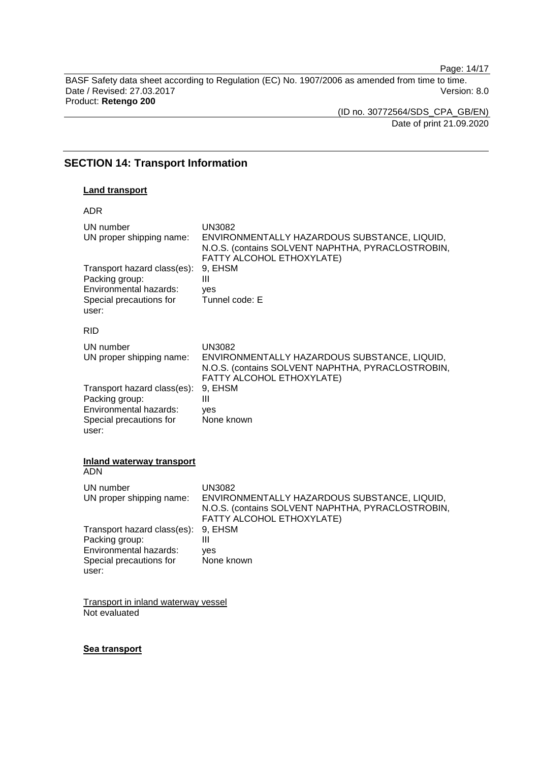## SECTION 14: Transport Information

**Land transport**

ADR

| | |
|---|---|
| UN number | UN3082 |
| UN proper shipping name: | ENVIRONMENTALLY HAZARDOUS SUBSTANCE, LIQUID, N.O.S. (contains SOLVENT NAPHTHA, PYRACLOSTROBIN, FATTY ALCOHOL ETHOXYLATE) |
| Transport hazard class(es): | 9, EHSM |
| Packing group: | III |
| Environmental hazards: | yes |
| Special precautions for user: | Tunnel code: E |

RID

| | |
|---|---|
| UN number | UN3082 |
| UN proper shipping name: | ENVIRONMENTALLY HAZARDOUS SUBSTANCE, LIQUID, N.O.S. (contains SOLVENT NAPHTHA, PYRACLOSTROBIN, FATTY ALCOHOL ETHOXYLATE) |
| Transport hazard class(es): | 9, EHSM |
| Packing group: | III |
| Environmental hazards: | yes |
| Special precautions for user: | None known |

**Inland waterway transport**

ADN

| | |
|---|---|
| UN number | UN3082 |
| UN proper shipping name: | ENVIRONMENTALLY HAZARDOUS SUBSTANCE, LIQUID, N.O.S. (contains SOLVENT NAPHTHA, PYRACLOSTROBIN, FATTY ALCOHOL ETHOXYLATE) |
| Transport hazard class(es): | 9, EHSM |
| Packing group: | III |
| Environmental hazards: | yes |
| Special precautions for user: | None known |

Transport in inland waterway vessel

Not evaluated

**Sea transport**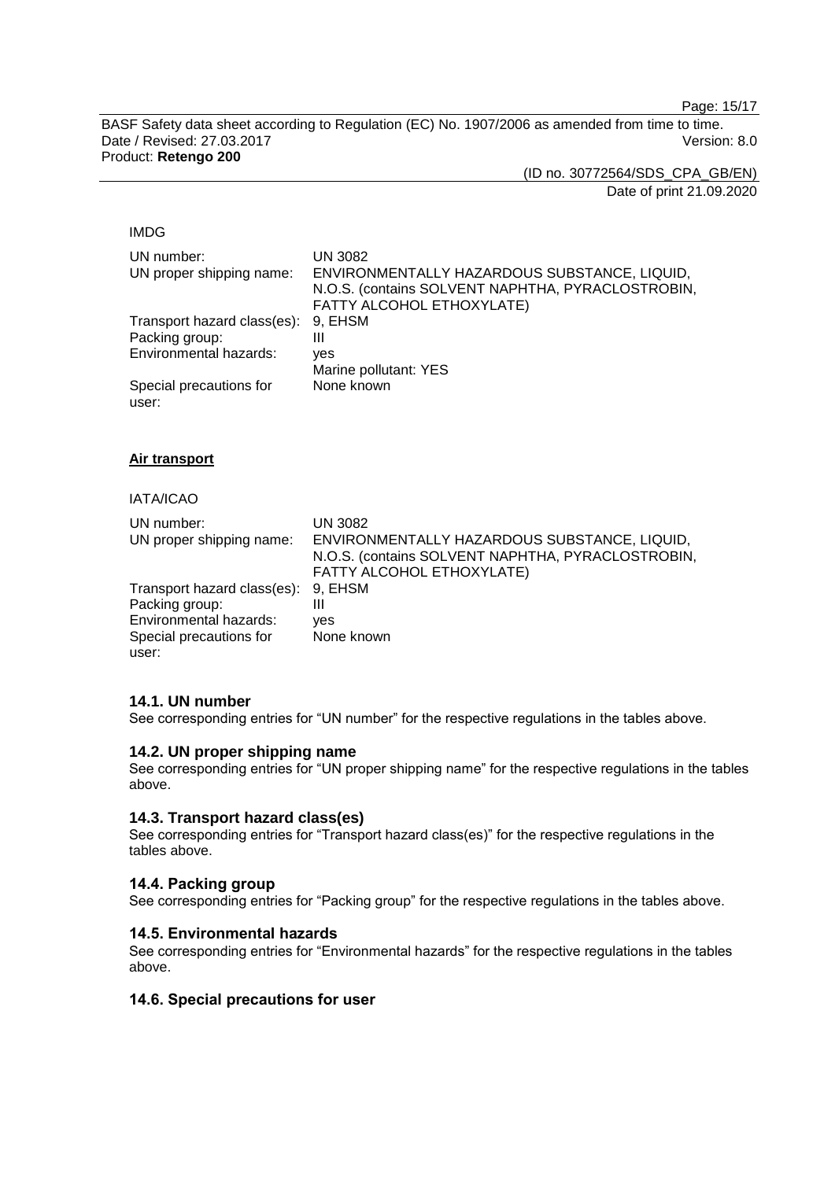IMDG

| | |
|---|---|
| UN number: | UN 3082 |
| UN proper shipping name: | ENVIRONMENTALLY HAZARDOUS SUBSTANCE, LIQUID, N.O.S. (contains SOLVENT NAPHTHA, PYRACLOSTROBIN, FATTY ALCOHOL ETHOXYLATE) |
| Transport hazard class(es): | 9, EHSM |
| Packing group: | III |
| Environmental hazards: | yes<br>Marine pollutant: YES |
| Special precautions for user: | None known |

**Air transport**

IATA/ICAO

| | |
|---|---|
| UN number: | UN 3082 |
| UN proper shipping name: | ENVIRONMENTALLY HAZARDOUS SUBSTANCE, LIQUID, N.O.S. (contains SOLVENT NAPHTHA, PYRACLOSTROBIN, FATTY ALCOHOL ETHOXYLATE) |
| Transport hazard class(es): | 9, EHSM |
| Packing group: | III |
| Environmental hazards: | yes |
| Special precautions for user: | None known |

### 14.1. UN number

See corresponding entries for "UN number" for the respective regulations in the tables above.

### 14.2. UN proper shipping name

See corresponding entries for "UN proper shipping name" for the respective regulations in the tables above.

### 14.3. Transport hazard class(es)

See corresponding entries for "Transport hazard class(es)" for the respective regulations in the tables above.

### 14.4. Packing group

See corresponding entries for "Packing group" for the respective regulations in the tables above.

### 14.5. Environmental hazards

See corresponding entries for "Environmental hazards" for the respective regulations in the tables above.

### 14.6. Special precautions for user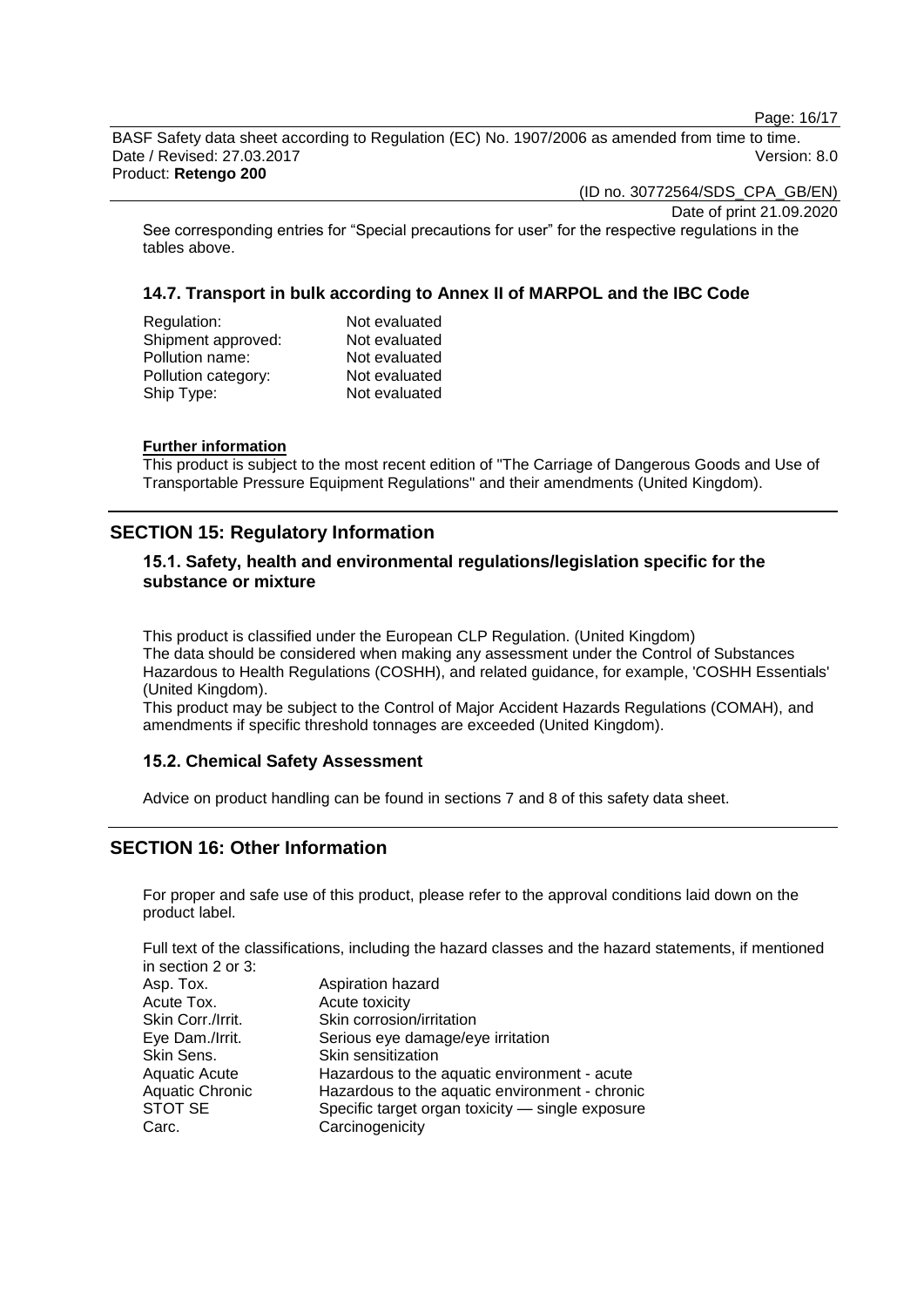See corresponding entries for “Special precautions for user” for the respective regulations in the tables above.

### 14.7. Transport in bulk according to Annex II of MARPOL and the IBC Code

| | |
|---|---|
| Regulation: | Not evaluated |
| Shipment approved: | Not evaluated |
| Pollution name: | Not evaluated |
| Pollution category: | Not evaluated |
| Ship Type: | Not evaluated |

**Further information**

This product is subject to the most recent edition of "The Carriage of Dangerous Goods and Use of Transportable Pressure Equipment Regulations" and their amendments (United Kingdom).

## SECTION 15: Regulatory Information

### 15.1. Safety, health and environmental regulations/legislation specific for the substance or mixture

This product is classified under the European CLP Regulation. (United Kingdom)
The data should be considered when making any assessment under the Control of Substances Hazardous to Health Regulations (COSHH), and related guidance, for example, 'COSHH Essentials' (United Kingdom).
This product may be subject to the Control of Major Accident Hazards Regulations (COMAH), and amendments if specific threshold tonnages are exceeded (United Kingdom).

### 15.2. Chemical Safety Assessment

Advice on product handling can be found in sections 7 and 8 of this safety data sheet.

## SECTION 16: Other Information

For proper and safe use of this product, please refer to the approval conditions laid down on the product label.

Full text of the classifications, including the hazard classes and the hazard statements, if mentioned in section 2 or 3:

| | |
|---|---|
| Asp. Tox. | Aspiration hazard |
| Acute Tox. | Acute toxicity |
| Skin Corr./Irrit. | Skin corrosion/irritation |
| Eye Dam./Irrit. | Serious eye damage/eye irritation |
| Skin Sens. | Skin sensitization |
| Aquatic Acute | Hazardous to the aquatic environment - acute |
| Aquatic Chronic | Hazardous to the aquatic environment - chronic |
| STOT SE | Specific target organ toxicity — single exposure |
| Carc. | Carcinogenicity |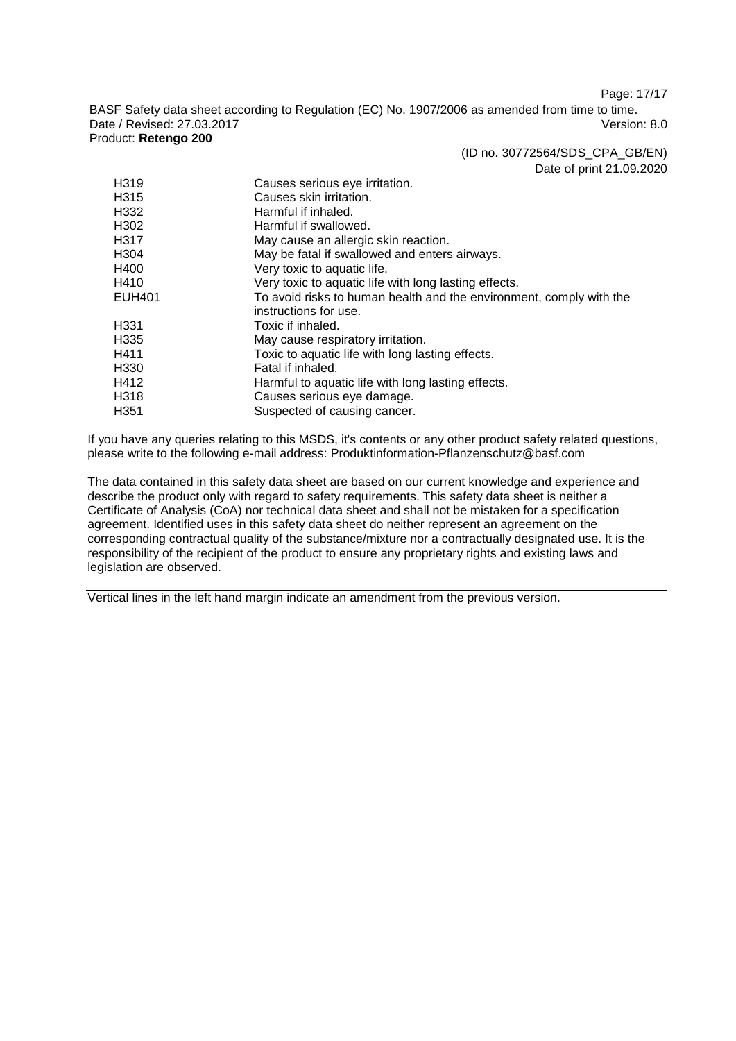| | |
|---|---|
| H319 | Causes serious eye irritation. |
| H315 | Causes skin irritation. |
| H332 | Harmful if inhaled. |
| H302 | Harmful if swallowed. |
| H317 | May cause an allergic skin reaction. |
| H304 | May be fatal if swallowed and enters airways. |
| H400 | Very toxic to aquatic life. |
| H410 | Very toxic to aquatic life with long lasting effects. |
| EUH401 | To avoid risks to human health and the environment, comply with the instructions for use. |
| H331 | Toxic if inhaled. |
| H335 | May cause respiratory irritation. |
| H411 | Toxic to aquatic life with long lasting effects. |
| H330 | Fatal if inhaled. |
| H412 | Harmful to aquatic life with long lasting effects. |
| H318 | Causes serious eye damage. |
| H351 | Suspected of causing cancer. |

If you have any queries relating to this MSDS, it's contents or any other product safety related questions, please write to the following e-mail address: Produktinformation-Pflanzenschutz@basf.com

The data contained in this safety data sheet are based on our current knowledge and experience and describe the product only with regard to safety requirements. This safety data sheet is neither a Certificate of Analysis (CoA) nor technical data sheet and shall not be mistaken for a specification agreement. Identified uses in this safety data sheet do neither represent an agreement on the corresponding contractual quality of the substance/mixture nor a contractually designated use. It is the responsibility of the recipient of the product to ensure any proprietary rights and existing laws and legislation are observed.

Vertical lines in the left hand margin indicate an amendment from the previous version.